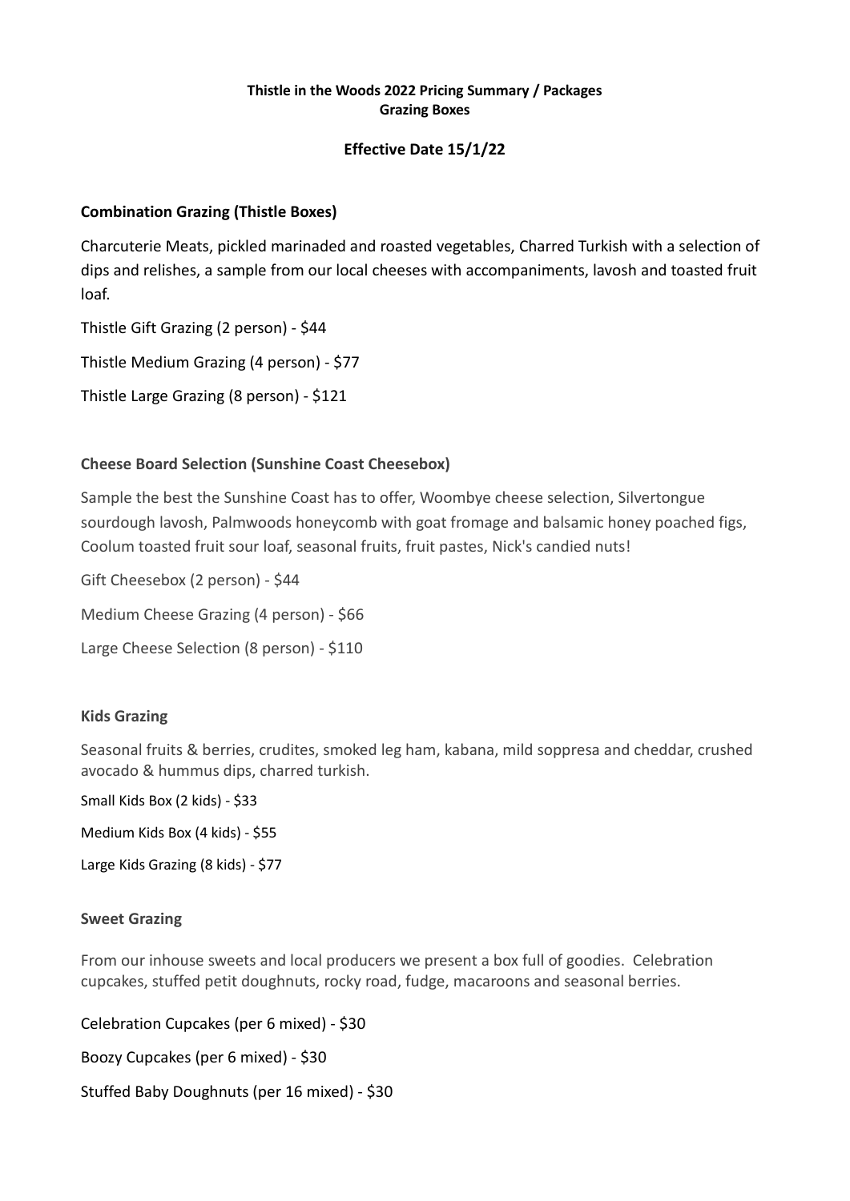**Thistle in the Woods 2022 Pricing Summary / Packages**
**Grazing Boxes**

**Effective Date 15/1/22**

### Combination Grazing (Thistle Boxes)

Charcuterie Meats, pickled marinaded and roasted vegetables, Charred Turkish with a selection of dips and relishes, a sample from our local cheeses with accompaniments, lavosh and toasted fruit loaf.

Thistle Gift Grazing (2 person) - $44

Thistle Medium Grazing (4 person) - $77

Thistle Large Grazing (8 person) - $121

### Cheese Board Selection (Sunshine Coast Cheesebox)

Sample the best the Sunshine Coast has to offer, Woombye cheese selection, Silvertongue sourdough lavosh, Palmwoods honeycomb with goat fromage and balsamic honey poached figs, Coolum toasted fruit sour loaf, seasonal fruits, fruit pastes, Nick's candied nuts!

Gift Cheesebox (2 person) - $44

Medium Cheese Grazing (4 person) - $66

Large Cheese Selection (8 person) - $110

### Kids Grazing

Seasonal fruits & berries, crudites, smoked leg ham, kabana, mild soppresa and cheddar, crushed avocado & hummus dips, charred turkish.

Small Kids Box (2 kids) - $33

Medium Kids Box (4 kids) - $55

Large Kids Grazing (8 kids) - $77

### Sweet Grazing

From our inhouse sweets and local producers we present a box full of goodies. Celebration cupcakes, stuffed petit doughnuts, rocky road, fudge, macaroons and seasonal berries.

Celebration Cupcakes (per 6 mixed) - $30

Boozy Cupcakes (per 6 mixed) - $30

Stuffed Baby Doughnuts (per 16 mixed) - $30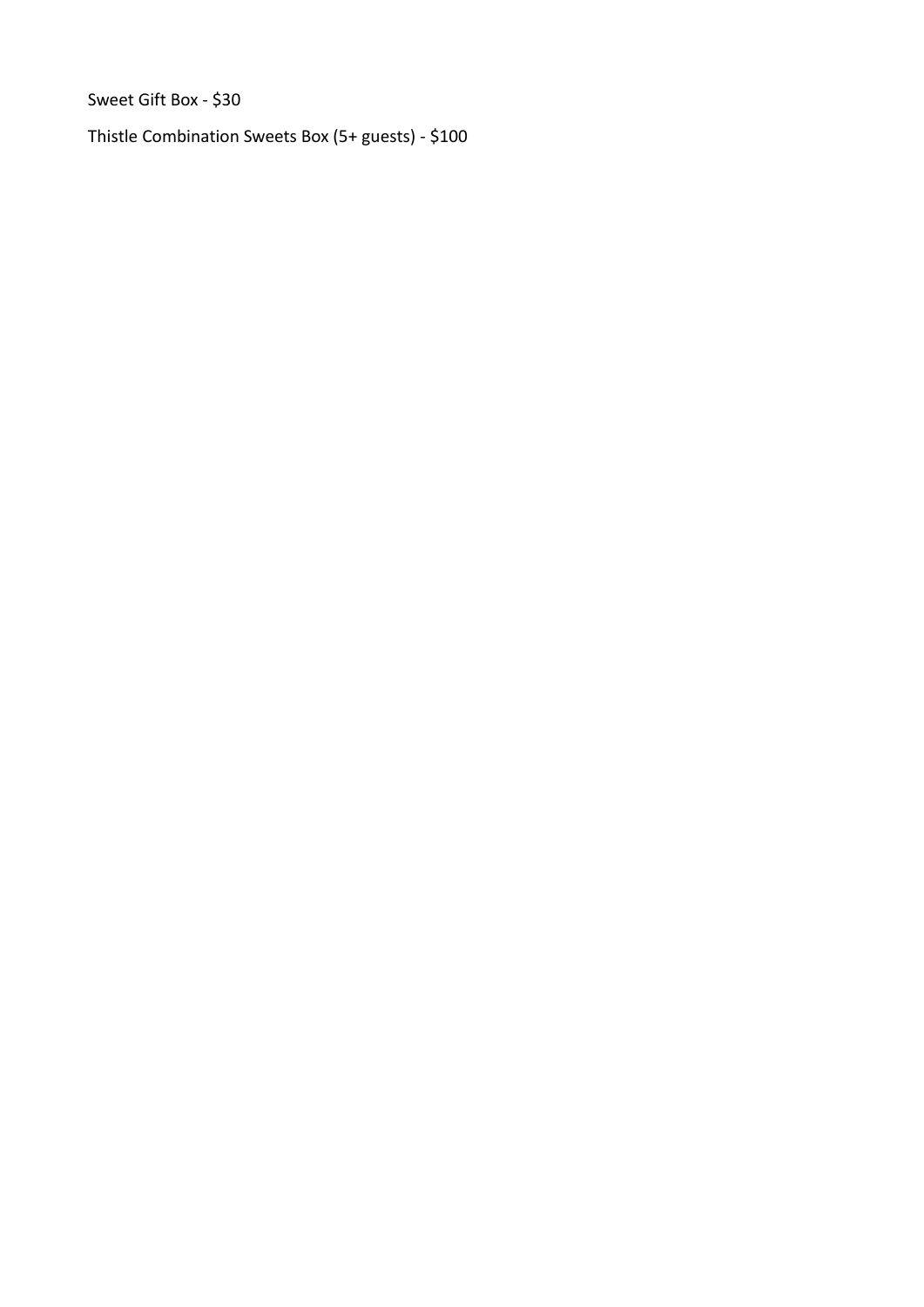Sweet Gift Box - $30

Thistle Combination Sweets Box (5+ guests) - $100